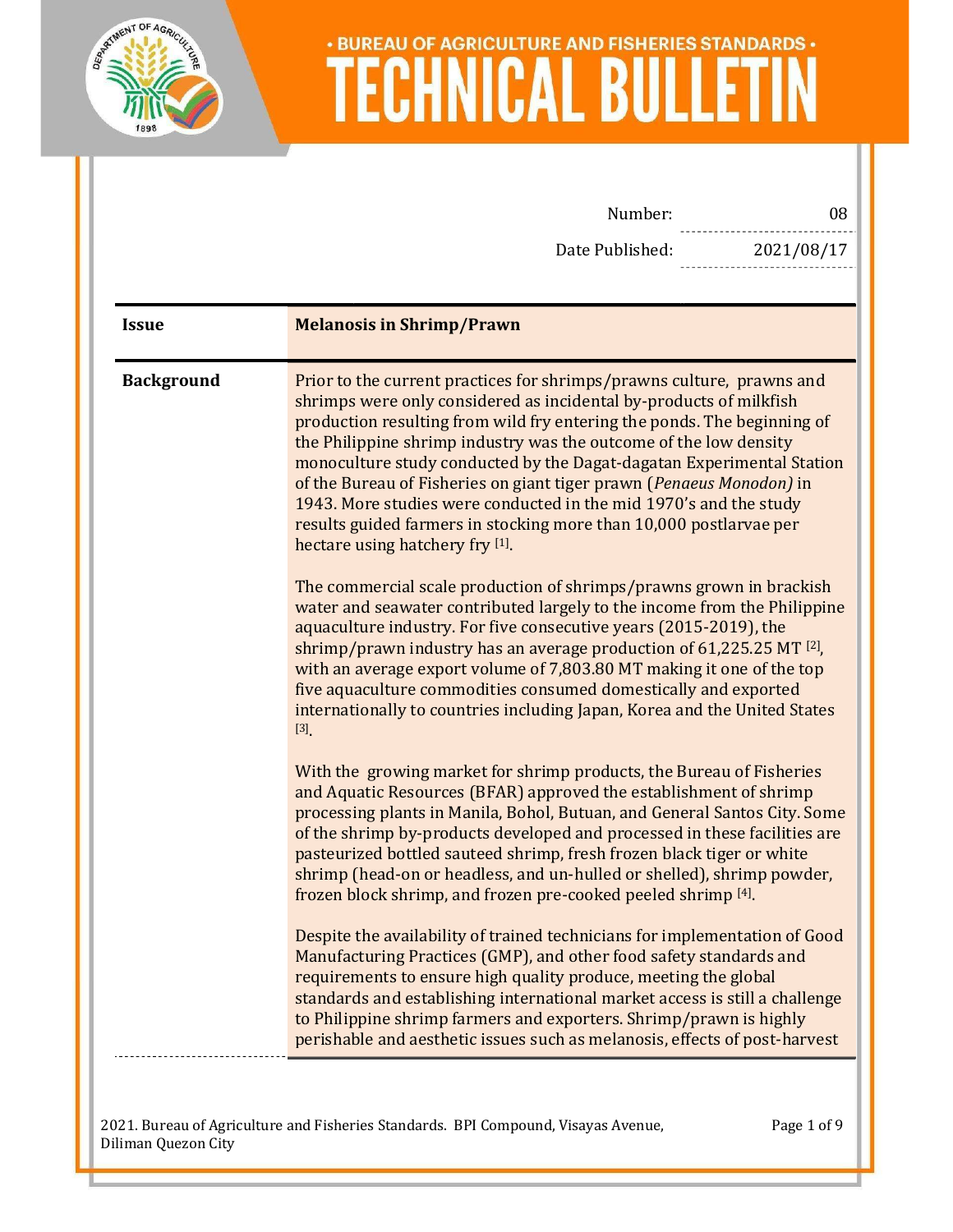# BUREAU OF AGRICULTURE AND FISHERIES STANDARDS

# TECHNICAL BULLETIN

| | |
|---|---|
| Number: | 08 |
| Date Published: | 2021/08/17 |

| | |
|---|---|
| **Issue** | **Melanosis in Shrimp/Prawn** |

**Background**

Prior to the current practices for shrimps/prawns culture, prawns and shrimps were only considered as incidental by-products of milkfish production resulting from wild fry entering the ponds. The beginning of the Philippine shrimp industry was the outcome of the low density monoculture study conducted by the Dagat-dagatan Experimental Station of the Bureau of Fisheries on giant tiger prawn (*Penaeus Monodon)* in 1943. More studies were conducted in the mid 1970's and the study results guided farmers in stocking more than 10,000 postlarvae per hectare using hatchery fry [1].

The commercial scale production of shrimps/prawns grown in brackish water and seawater contributed largely to the income from the Philippine aquaculture industry. For five consecutive years (2015-2019), the shrimp/prawn industry has an average production of 61,225.25 MT [2], with an average export volume of 7,803.80 MT making it one of the top five aquaculture commodities consumed domestically and exported internationally to countries including Japan, Korea and the United States [3].

With the growing market for shrimp products, the Bureau of Fisheries and Aquatic Resources (BFAR) approved the establishment of shrimp processing plants in Manila, Bohol, Butuan, and General Santos City. Some of the shrimp by-products developed and processed in these facilities are pasteurized bottled sauteed shrimp, fresh frozen black tiger or white shrimp (head-on or headless, and un-hulled or shelled), shrimp powder, frozen block shrimp, and frozen pre-cooked peeled shrimp [4].

Despite the availability of trained technicians for implementation of Good Manufacturing Practices (GMP), and other food safety standards and requirements to ensure high quality produce, meeting the global standards and establishing international market access is still a challenge to Philippine shrimp farmers and exporters. Shrimp/prawn is highly perishable and aesthetic issues such as melanosis, effects of post-harvest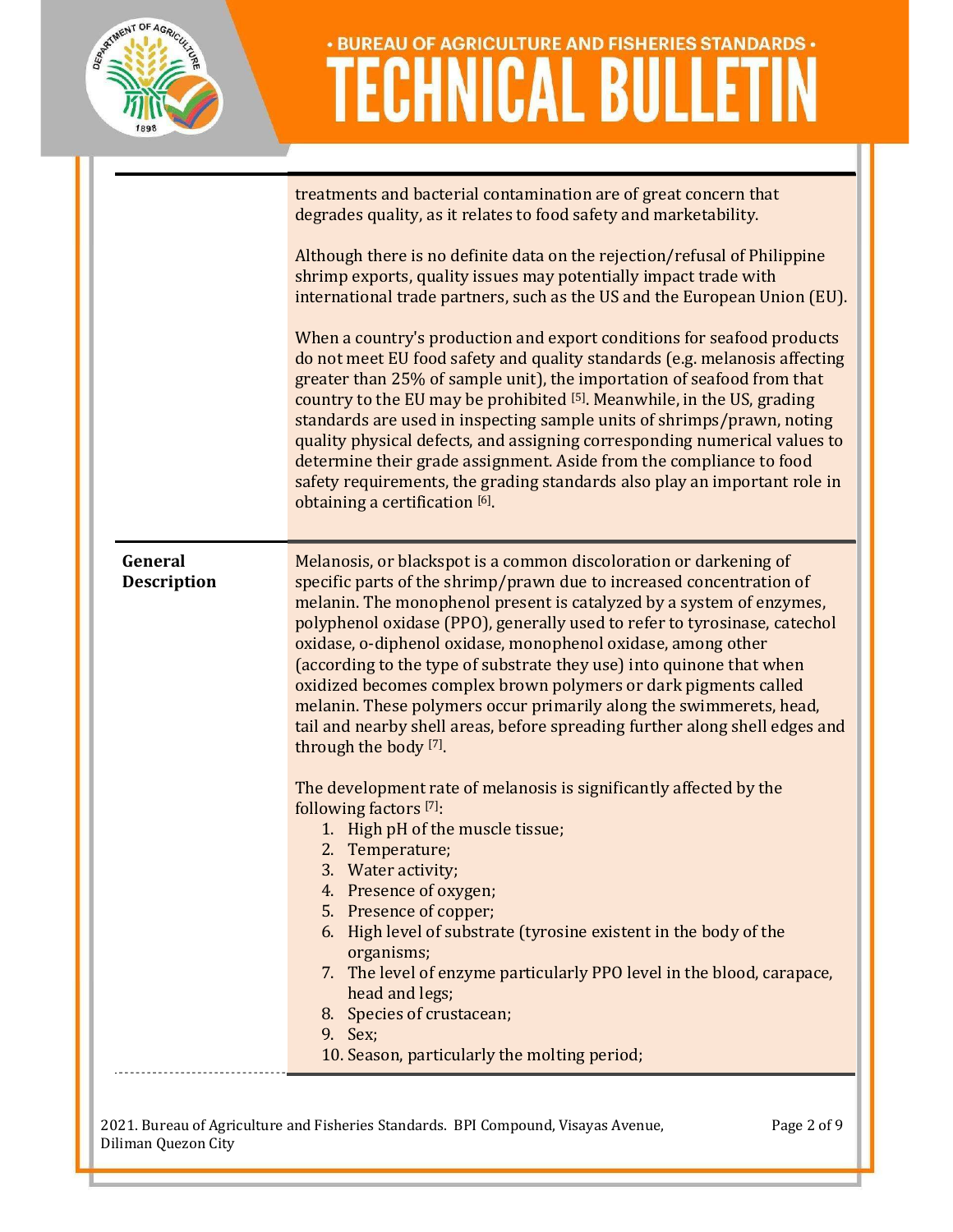treatments and bacterial contamination are of great concern that degrades quality, as it relates to food safety and marketability.

Although there is no definite data on the rejection/refusal of Philippine shrimp exports, quality issues may potentially impact trade with international trade partners, such as the US and the European Union (EU).

When a country's production and export conditions for seafood products do not meet EU food safety and quality standards (e.g. melanosis affecting greater than 25% of sample unit), the importation of seafood from that country to the EU may be prohibited [5]. Meanwhile, in the US, grading standards are used in inspecting sample units of shrimps/prawn, noting quality physical defects, and assigning corresponding numerical values to determine their grade assignment. Aside from the compliance to food safety requirements, the grading standards also play an important role in obtaining a certification [6].

## General Description

Melanosis, or blackspot is a common discoloration or darkening of specific parts of the shrimp/prawn due to increased concentration of melanin. The monophenol present is catalyzed by a system of enzymes, polyphenol oxidase (PPO), generally used to refer to tyrosinase, catechol oxidase, o-diphenol oxidase, monophenol oxidase, among other (according to the type of substrate they use) into quinone that when oxidized becomes complex brown polymers or dark pigments called melanin. These polymers occur primarily along the swimmerets, head, tail and nearby shell areas, before spreading further along shell edges and through the body [7].

The development rate of melanosis is significantly affected by the following factors [7]:

1. High pH of the muscle tissue;
2. Temperature;
3. Water activity;
4. Presence of oxygen;
5. Presence of copper;
6. High level of substrate (tyrosine existent in the body of the organisms;
7. The level of enzyme particularly PPO level in the blood, carapace, head and legs;
8. Species of crustacean;
9. Sex;
10. Season, particularly the molting period;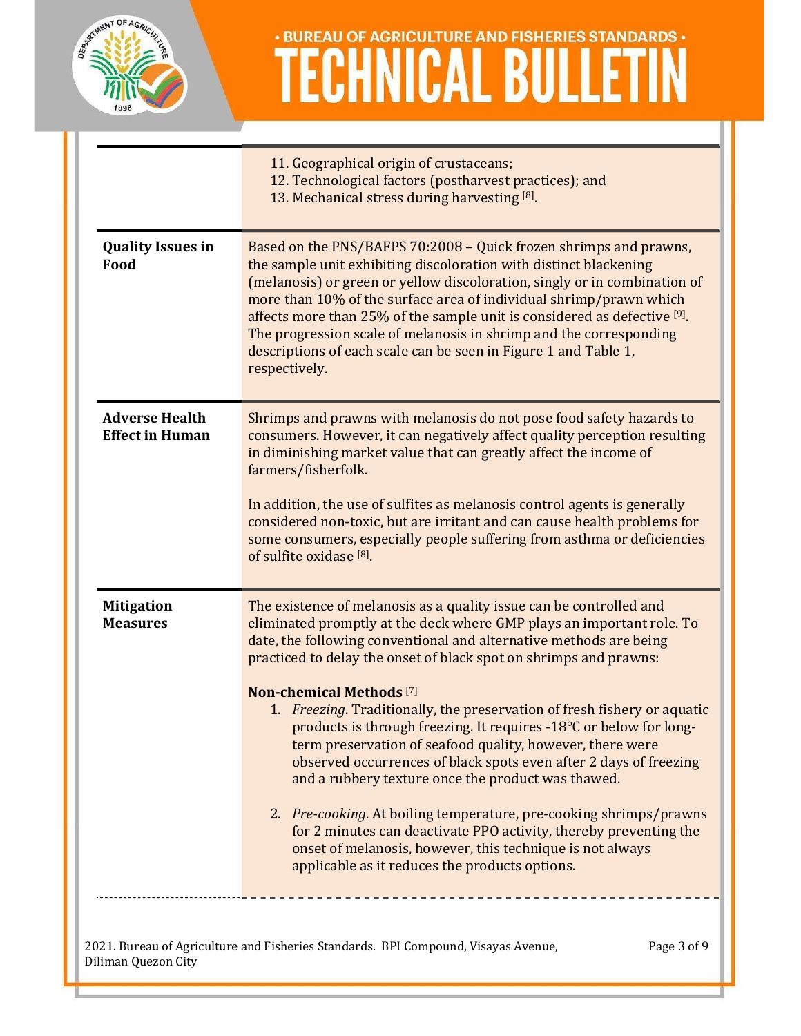11. Geographical origin of crustaceans;
12. Technological factors (postharvest practices); and
13. Mechanical stress during harvesting [8].

**Quality Issues in Food**

Based on the PNS/BAFPS 70:2008 – Quick frozen shrimps and prawns, the sample unit exhibiting discoloration with distinct blackening (melanosis) or green or yellow discoloration, singly or in combination of more than 10% of the surface area of individual shrimp/prawn which affects more than 25% of the sample unit is considered as defective [9]. The progression scale of melanosis in shrimp and the corresponding descriptions of each scale can be seen in Figure 1 and Table 1, respectively.

**Adverse Health Effect in Human**

Shrimps and prawns with melanosis do not pose food safety hazards to consumers. However, it can negatively affect quality perception resulting in diminishing market value that can greatly affect the income of farmers/fisherfolk.

In addition, the use of sulfites as melanosis control agents is generally considered non-toxic, but are irritant and can cause health problems for some consumers, especially people suffering from asthma or deficiencies of sulfite oxidase [8].

**Mitigation Measures**

The existence of melanosis as a quality issue can be controlled and eliminated promptly at the deck where GMP plays an important role. To date, the following conventional and alternative methods are being practiced to delay the onset of black spot on shrimps and prawns:

**Non-chemical Methods** [7]

1. *Freezing*. Traditionally, the preservation of fresh fishery or aquatic products is through freezing. It requires -18°C or below for long-term preservation of seafood quality, however, there were observed occurrences of black spots even after 2 days of freezing and a rubbery texture once the product was thawed.

2. *Pre-cooking*. At boiling temperature, pre-cooking shrimps/prawns for 2 minutes can deactivate PPO activity, thereby preventing the onset of melanosis, however, this technique is not always applicable as it reduces the products options.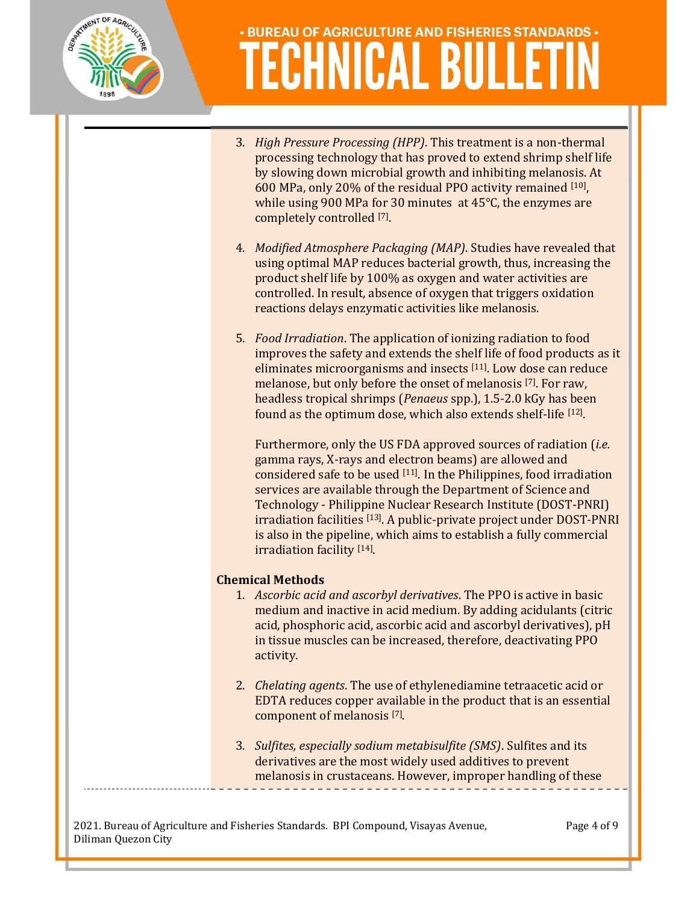3. *High Pressure Processing (HPP)*. This treatment is a non-thermal processing technology that has proved to extend shrimp shelf life by slowing down microbial growth and inhibiting melanosis. At 600 MPa, only 20% of the residual PPO activity remained [10], while using 900 MPa for 30 minutes at 45°C, the enzymes are completely controlled [7].

4. *Modified Atmosphere Packaging (MAP)*. Studies have revealed that using optimal MAP reduces bacterial growth, thus, increasing the product shelf life by 100% as oxygen and water activities are controlled. In result, absence of oxygen that triggers oxidation reactions delays enzymatic activities like melanosis.

5. *Food Irradiation*. The application of ionizing radiation to food improves the safety and extends the shelf life of food products as it eliminates microorganisms and insects [11]. Low dose can reduce melanose, but only before the onset of melanosis [7]. For raw, headless tropical shrimps (*Penaeus* spp.), 1.5-2.0 kGy has been found as the optimum dose, which also extends shelf-life [12].

   Furthermore, only the US FDA approved sources of radiation (*i.e.* gamma rays, X-rays and electron beams) are allowed and considered safe to be used [11]. In the Philippines, food irradiation services are available through the Department of Science and Technology - Philippine Nuclear Research Institute (DOST-PNRI) irradiation facilities [13]. A public-private project under DOST-PNRI is also in the pipeline, which aims to establish a fully commercial irradiation facility [14].

**Chemical Methods**

1. *Ascorbic acid and ascorbyl derivatives*. The PPO is active in basic medium and inactive in acid medium. By adding acidulants (citric acid, phosphoric acid, ascorbic acid and ascorbyl derivatives), pH in tissue muscles can be increased, therefore, deactivating PPO activity.

2. *Chelating agents*. The use of ethylenediamine tetraacetic acid or EDTA reduces copper available in the product that is an essential component of melanosis [7].

3. *Sulfites, especially sodium metabisulfite (SMS)*. Sulfites and its derivatives are the most widely used additives to prevent melanosis in crustaceans. However, improper handling of these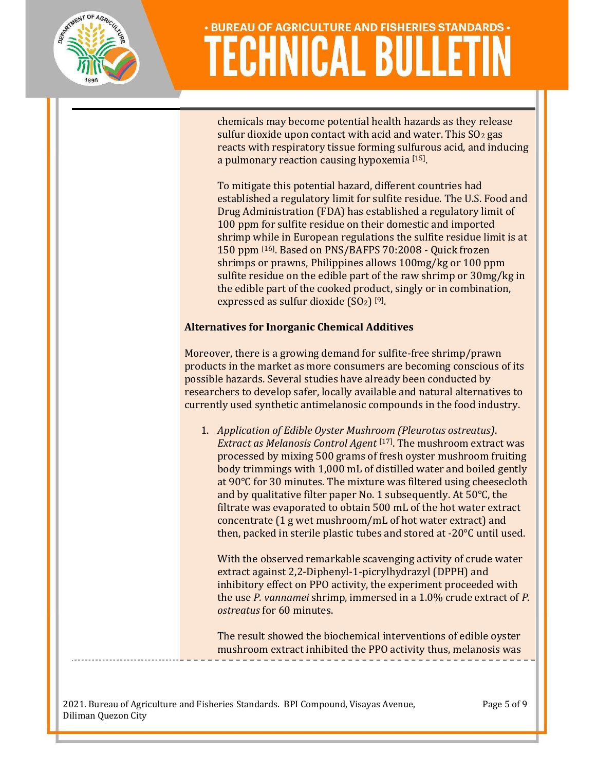chemicals may become potential health hazards as they release sulfur dioxide upon contact with acid and water. This $SO_2$ gas reacts with respiratory tissue forming sulfurous acid, and inducing a pulmonary reaction causing hypoxemia [15].

To mitigate this potential hazard, different countries had established a regulatory limit for sulfite residue. The U.S. Food and Drug Administration (FDA) has established a regulatory limit of 100 ppm for sulfite residue on their domestic and imported shrimp while in European regulations the sulfite residue limit is at 150 ppm [16]. Based on PNS/BAFPS 70:2008 - Quick frozen shrimps or prawns, Philippines allows 100mg/kg or 100 ppm sulfite residue on the edible part of the raw shrimp or 30mg/kg in the edible part of the cooked product, singly or in combination, expressed as sulfur dioxide ($SO_2$) [9].

**Alternatives for Inorganic Chemical Additives**

Moreover, there is a growing demand for sulfite-free shrimp/prawn products in the market as more consumers are becoming conscious of its possible hazards. Several studies have already been conducted by researchers to develop safer, locally available and natural alternatives to currently used synthetic antimelanosic compounds in the food industry.

1. *Application of Edible Oyster Mushroom (Pleurotus ostreatus). Extract as Melanosis Control Agent* [17]. The mushroom extract was processed by mixing 500 grams of fresh oyster mushroom fruiting body trimmings with 1,000 mL of distilled water and boiled gently at 90°C for 30 minutes. The mixture was filtered using cheesecloth and by qualitative filter paper No. 1 subsequently. At 50°C, the filtrate was evaporated to obtain 500 mL of the hot water extract concentrate (1 g wet mushroom/mL of hot water extract) and then, packed in sterile plastic tubes and stored at -20°C until used.

   With the observed remarkable scavenging activity of crude water extract against 2,2-Diphenyl-1-picrylhydrazyl (DPPH) and inhibitory effect on PPO activity, the experiment proceeded with the use *P. vannamei* shrimp, immersed in a 1.0% crude extract of *P. ostreatus* for 60 minutes.

   The result showed the biochemical interventions of edible oyster mushroom extract inhibited the PPO activity thus, melanosis was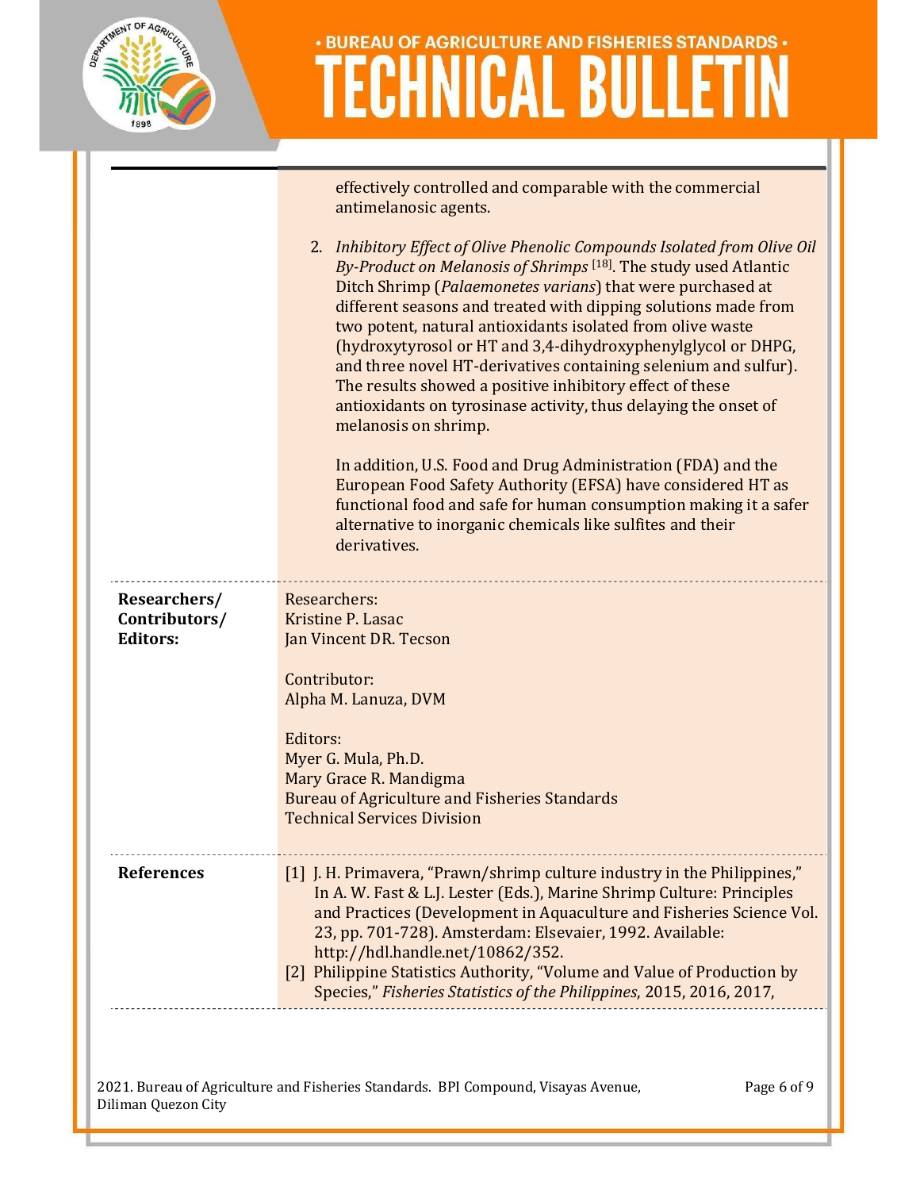effectively controlled and comparable with the commercial antimelanosic agents.

2. *Inhibitory Effect of Olive Phenolic Compounds Isolated from Olive Oil By-Product on Melanosis of Shrimps* [18]. The study used Atlantic Ditch Shrimp (*Palaemonetes varians*) that were purchased at different seasons and treated with dipping solutions made from two potent, natural antioxidants isolated from olive waste (hydroxytyrosol or HT and 3,4-dihydroxyphenylglycol or DHPG, and three novel HT-derivatives containing selenium and sulfur). The results showed a positive inhibitory effect of these antioxidants on tyrosinase activity, thus delaying the onset of melanosis on shrimp.

   In addition, U.S. Food and Drug Administration (FDA) and the European Food Safety Authority (EFSA) have considered HT as functional food and safe for human consumption making it a safer alternative to inorganic chemicals like sulfites and their derivatives.

**Researchers/ Contributors/ Editors:**

Researchers:
Kristine P. Lasac
Jan Vincent DR. Tecson

Contributor:
Alpha M. Lanuza, DVM

Editors:
Myer G. Mula, Ph.D.
Mary Grace R. Mandigma
Bureau of Agriculture and Fisheries Standards
Technical Services Division

**References**

[1] J. H. Primavera, "Prawn/shrimp culture industry in the Philippines," In A. W. Fast & L.J. Lester (Eds.), Marine Shrimp Culture: Principles and Practices (Development in Aquaculture and Fisheries Science Vol. 23, pp. 701-728). Amsterdam: Elsevaier, 1992. Available: http://hdl.handle.net/10862/352.

[2] Philippine Statistics Authority, "Volume and Value of Production by Species," *Fisheries Statistics of the Philippines*, 2015, 2016, 2017,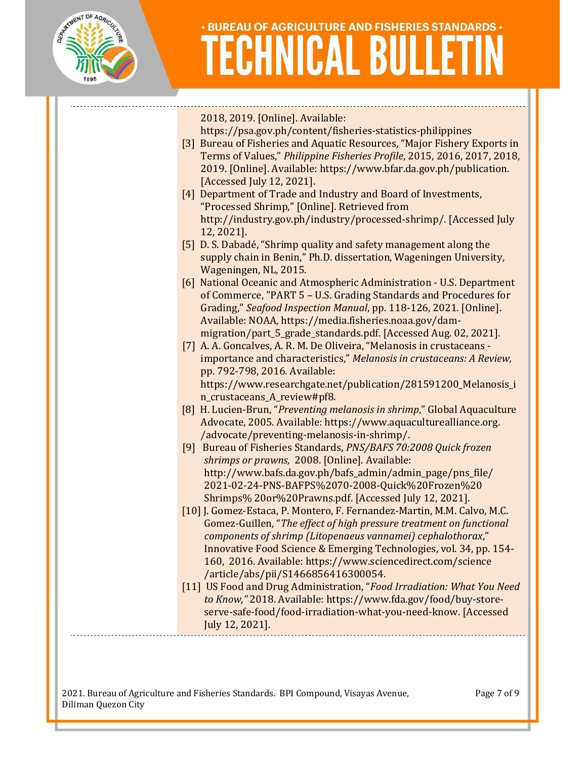2018, 2019. [Online]. Available: https://psa.gov.ph/content/fisheries-statistics-philippines

[3] Bureau of Fisheries and Aquatic Resources, “Major Fishery Exports in Terms of Values,” *Philippine Fisheries Profile*, 2015, 2016, 2017, 2018, 2019. [Online]. Available: https://www.bfar.da.gov.ph/publication. [Accessed July 12, 2021].

[4] Department of Trade and Industry and Board of Investments, “Processed Shrimp,” [Online]. Retrieved from http://industry.gov.ph/industry/processed-shrimp/. [Accessed July 12, 2021].

[5] D. S. Dabadé, “Shrimp quality and safety management along the supply chain in Benin,” Ph.D. dissertation, Wageningen University, Wageningen, NL, 2015.

[6] National Oceanic and Atmospheric Administration - U.S. Department of Commerce, "PART 5 – U.S. Grading Standards and Procedures for Grading," *Seafood Inspection Manual*, pp. 118-126, 2021. [Online]. Available: NOAA, https://media.fisheries.noaa.gov/dam-migration/part_5_grade_standards.pdf. [Accessed Aug. 02, 2021].

[7] A. A. Goncalves, A. R. M. De Oliveira, “Melanosis in crustaceans - importance and characteristics,” *Melanosis in crustaceans: A Review,* pp. 792-798, 2016. Available: https://www.researchgate.net/publication/281591200_Melanosis_in_crustaceans_A_review#pf8.

[8] H. Lucien-Brun, “*Preventing melanosis in shrimp*,” Global Aquaculture Advocate, 2005. Available: https://www.aquaculturealliance.org./advocate/preventing-melanosis-in-shrimp/.

[9] Bureau of Fisheries Standards, *PNS/BAFS 70:2008 Quick frozen shrimps or prawns,* 2008. [Online]. Available: http://www.bafs.da.gov.ph/bafs_admin/admin_page/pns_file/2021-02-24-PNS-BAFPS%2070-2008-Quick%20Frozen%20Shrimps% 20or%20Prawns.pdf. [Accessed July 12, 2021].

[10] J. Gomez-Estaca, P. Montero, F. Fernandez-Martin, M.M. Calvo, M.C. Gomez-Guillen, “*The effect of high pressure treatment on functional components of shrimp (Litopenaeus vannamei) cephalothorax*,” Innovative Food Science & Emerging Technologies, vol. 34, pp. 154-160, 2016. Available: https://www.sciencedirect.com/science/article/abs/pii/S1466856416300054.

[11] US Food and Drug Administration, “*Food Irradiation: What You Need to Know,”* 2018. Available: https://www.fda.gov/food/buy-store-serve-safe-food/food-irradiation-what-you-need-know. [Accessed July 12, 2021].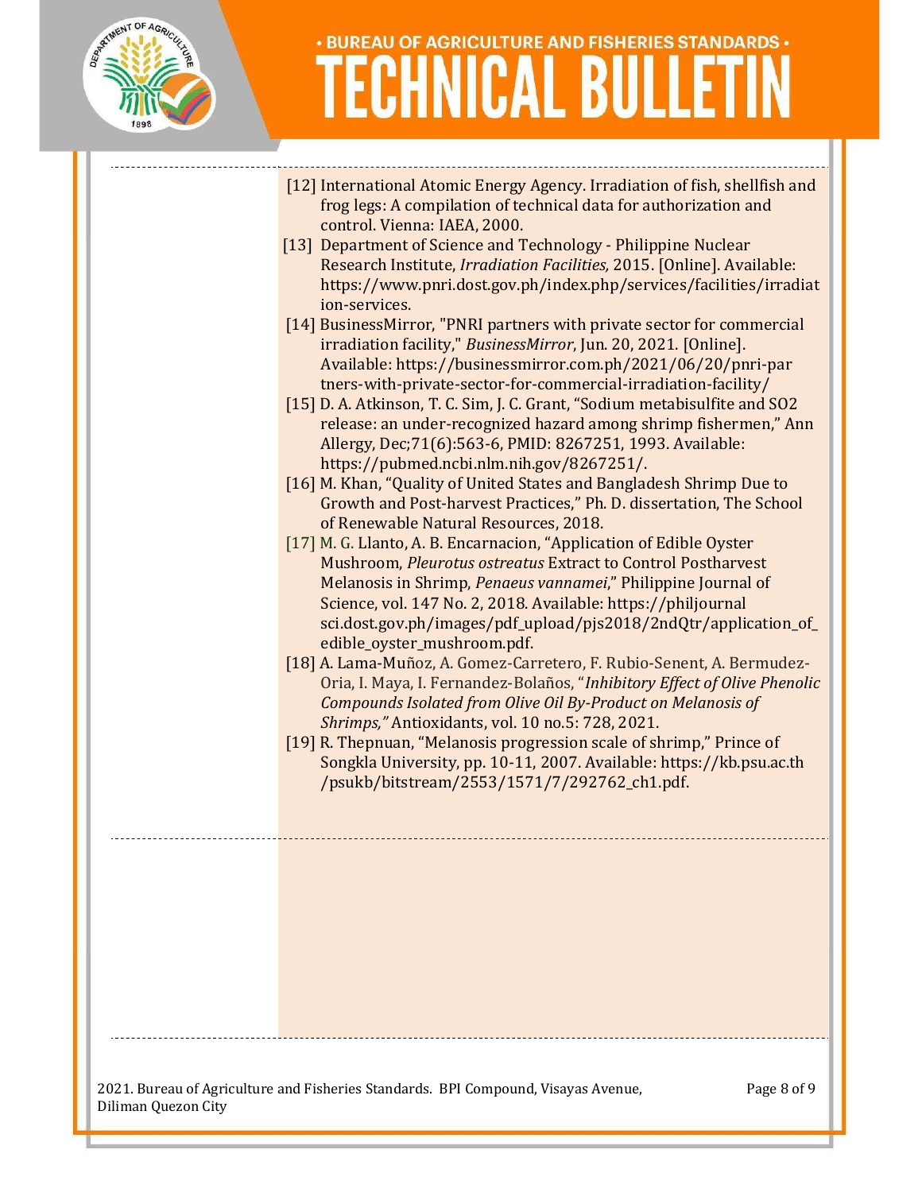[12] International Atomic Energy Agency. Irradiation of fish, shellfish and frog legs: A compilation of technical data for authorization and control. Vienna: IAEA, 2000.

[13] Department of Science and Technology - Philippine Nuclear Research Institute, *Irradiation Facilities,* 2015. [Online]. Available: https://www.pnri.dost.gov.ph/index.php/services/facilities/irradiation-services.

[14] BusinessMirror, "PNRI partners with private sector for commercial irradiation facility," *BusinessMirror*, Jun. 20, 2021. [Online]. Available: https://businessmirror.com.ph/2021/06/20/pnri-partners-with-private-sector-for-commercial-irradiation-facility/

[15] D. A. Atkinson, T. C. Sim, J. C. Grant, "Sodium metabisulfite and SO2 release: an under-recognized hazard among shrimp fishermen," Ann Allergy, Dec;71(6):563-6, PMID: 8267251, 1993. Available: https://pubmed.ncbi.nlm.nih.gov/8267251/.

[16] M. Khan, "Quality of United States and Bangladesh Shrimp Due to Growth and Post-harvest Practices," Ph. D. dissertation, The School of Renewable Natural Resources, 2018.

[17] M. G. Llanto, A. B. Encarnacion, "Application of Edible Oyster Mushroom, *Pleurotus ostreatus* Extract to Control Postharvest Melanosis in Shrimp, *Penaeus vannamei*," Philippine Journal of Science, vol. 147 No. 2, 2018. Available: https://philjournalsci.dost.gov.ph/images/pdf_upload/pjs2018/2ndQtr/application_of_edible_oyster_mushroom.pdf.

[18] A. Lama-Muñoz, A. Gomez-Carretero, F. Rubio-Senent, A. Bermudez-Oria, I. Maya, I. Fernandez-Bolaños, "*Inhibitory Effect of Olive Phenolic Compounds Isolated from Olive Oil By-Product on Melanosis of Shrimps,"* Antioxidants, vol. 10 no.5: 728, 2021.

[19] R. Thepnuan, "Melanosis progression scale of shrimp," Prince of Songkla University, pp. 10-11, 2007. Available: https://kb.psu.ac.th/psukb/bitstream/2553/1571/7/292762_ch1.pdf.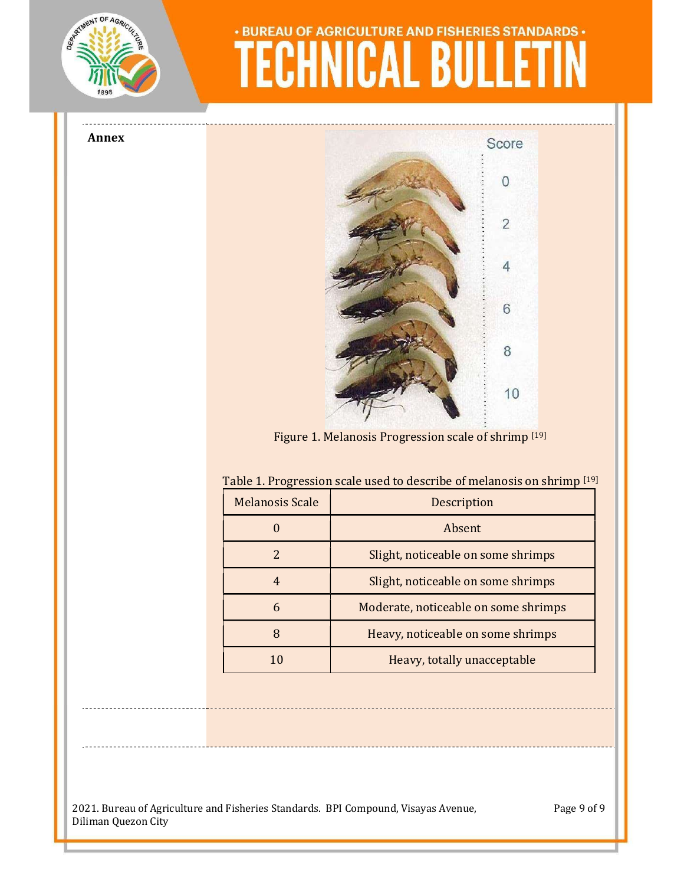**Annex**

Score

0

2

4

6

8

10

Figure 1. Melanosis Progression scale of shrimp [19]

Table 1. Progression scale used to describe of melanosis on shrimp [19]

| Melanosis Scale | Description |
|---|---|
| 0 | Absent |
| 2 | Slight, noticeable on some shrimps |
| 4 | Slight, noticeable on some shrimps |
| 6 | Moderate, noticeable on some shrimps |
| 8 | Heavy, noticeable on some shrimps |
| 10 | Heavy, totally unacceptable |